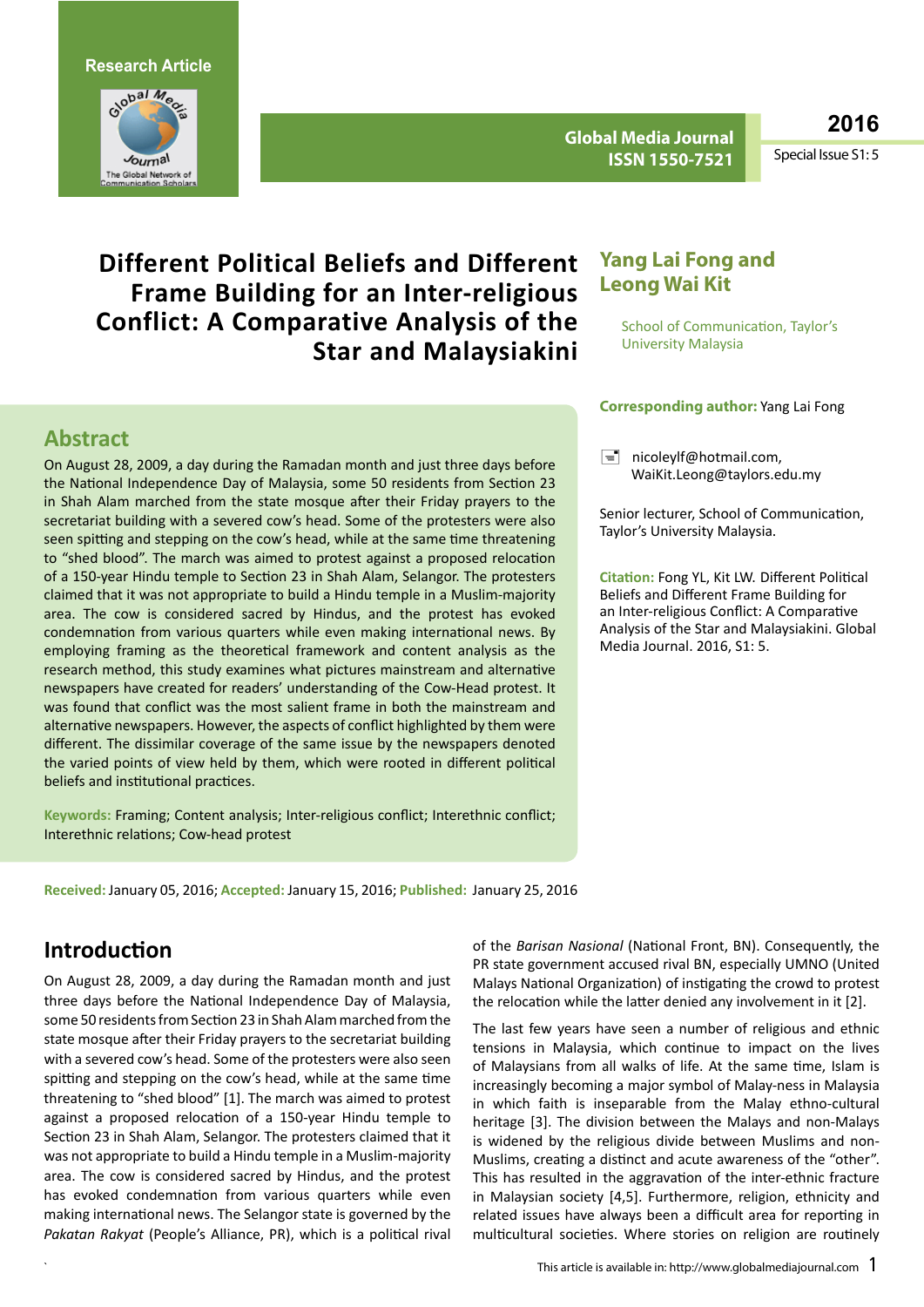Research Article

Global Media Journal
ISSN 1550-7521

2016
Special Issue S1: 5

# Different Political Beliefs and Different Frame Building for an Inter-religious Conflict: A Comparative Analysis of the Star and Malaysiakini

**Yang Lai Fong and Leong Wai Kit**

School of Communication, Taylor's University Malaysia

**Corresponding author:** Yang Lai Fong

nicoleylf@hotmail.com, WaiKit.Leong@taylors.edu.my

Senior lecturer, School of Communication, Taylor's University Malaysia.

**Citation:** Fong YL, Kit LW. Different Political Beliefs and Different Frame Building for an Inter-religious Conflict: A Comparative Analysis of the Star and Malaysiakini. Global Media Journal. 2016, S1: 5.

## Abstract

On August 28, 2009, a day during the Ramadan month and just three days before the National Independence Day of Malaysia, some 50 residents from Section 23 in Shah Alam marched from the state mosque after their Friday prayers to the secretariat building with a severed cow's head. Some of the protesters were also seen spitting and stepping on the cow's head, while at the same time threatening to "shed blood". The march was aimed to protest against a proposed relocation of a 150-year Hindu temple to Section 23 in Shah Alam, Selangor. The protesters claimed that it was not appropriate to build a Hindu temple in a Muslim-majority area. The cow is considered sacred by Hindus, and the protest has evoked condemnation from various quarters while even making international news. By employing framing as the theoretical framework and content analysis as the research method, this study examines what pictures mainstream and alternative newspapers have created for readers' understanding of the Cow-Head protest. It was found that conflict was the most salient frame in both the mainstream and alternative newspapers. However, the aspects of conflict highlighted by them were different. The dissimilar coverage of the same issue by the newspapers denoted the varied points of view held by them, which were rooted in different political beliefs and institutional practices.

**Keywords:** Framing; Content analysis; Inter-religious conflict; Interethnic conflict; Interethnic relations; Cow-head protest

**Received:** January 05, 2016; **Accepted:** January 15, 2016; **Published:** January 25, 2016

## Introduction

On August 28, 2009, a day during the Ramadan month and just three days before the National Independence Day of Malaysia, some 50 residents from Section 23 in Shah Alam marched from the state mosque after their Friday prayers to the secretariat building with a severed cow's head. Some of the protesters were also seen spitting and stepping on the cow's head, while at the same time threatening to "shed blood" [1]. The march was aimed to protest against a proposed relocation of a 150-year Hindu temple to Section 23 in Shah Alam, Selangor. The protesters claimed that it was not appropriate to build a Hindu temple in a Muslim-majority area. The cow is considered sacred by Hindus, and the protest has evoked condemnation from various quarters while even making international news. The Selangor state is governed by the *Pakatan Rakyat* (People's Alliance, PR), which is a political rival of the *Barisan Nasional* (National Front, BN). Consequently, the PR state government accused rival BN, especially UMNO (United Malays National Organization) of instigating the crowd to protest the relocation while the latter denied any involvement in it [2].

The last few years have seen a number of religious and ethnic tensions in Malaysia, which continue to impact on the lives of Malaysians from all walks of life. At the same time, Islam is increasingly becoming a major symbol of Malay-ness in Malaysia in which faith is inseparable from the Malay ethno-cultural heritage [3]. The division between the Malays and non-Malays is widened by the religious divide between Muslims and non-Muslims, creating a distinct and acute awareness of the "other". This has resulted in the aggravation of the inter-ethnic fracture in Malaysian society [4,5]. Furthermore, religion, ethnicity and related issues have always been a difficult area for reporting in multicultural societies. Where stories on religion are routinely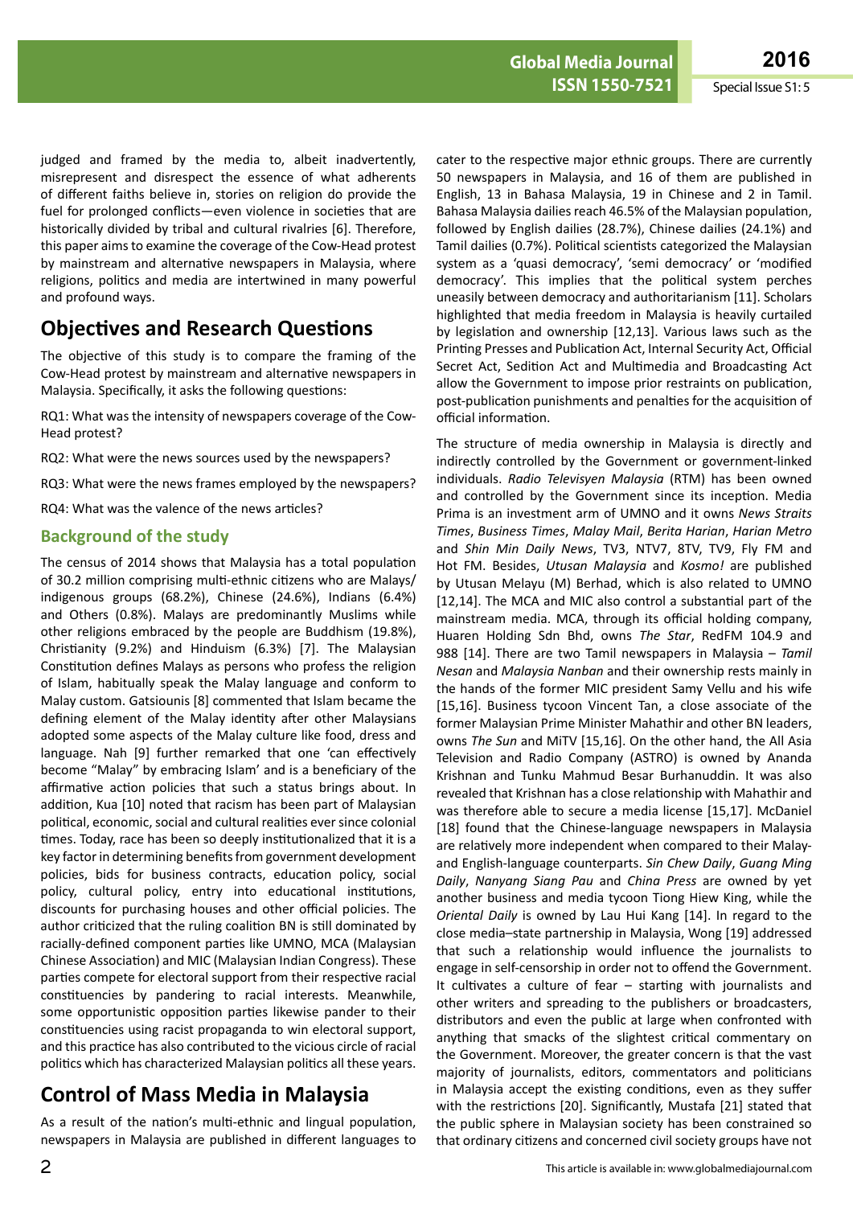judged and framed by the media to, albeit inadvertently, misrepresent and disrespect the essence of what adherents of different faiths believe in, stories on religion do provide the fuel for prolonged conflicts—even violence in societies that are historically divided by tribal and cultural rivalries [6]. Therefore, this paper aims to examine the coverage of the Cow-Head protest by mainstream and alternative newspapers in Malaysia, where religions, politics and media are intertwined in many powerful and profound ways.

## Objectives and Research Questions

The objective of this study is to compare the framing of the Cow-Head protest by mainstream and alternative newspapers in Malaysia. Specifically, it asks the following questions:

RQ1: What was the intensity of newspapers coverage of the Cow-Head protest?

RQ2: What were the news sources used by the newspapers?

RQ3: What were the news frames employed by the newspapers?

RQ4: What was the valence of the news articles?

### Background of the study

The census of 2014 shows that Malaysia has a total population of 30.2 million comprising multi-ethnic citizens who are Malays/indigenous groups (68.2%), Chinese (24.6%), Indians (6.4%) and Others (0.8%). Malays are predominantly Muslims while other religions embraced by the people are Buddhism (19.8%), Christianity (9.2%) and Hinduism (6.3%) [7]. The Malaysian Constitution defines Malays as persons who profess the religion of Islam, habitually speak the Malay language and conform to Malay custom. Gatsiounis [8] commented that Islam became the defining element of the Malay identity after other Malaysians adopted some aspects of the Malay culture like food, dress and language. Nah [9] further remarked that one 'can effectively become "Malay" by embracing Islam' and is a beneficiary of the affirmative action policies that such a status brings about. In addition, Kua [10] noted that racism has been part of Malaysian political, economic, social and cultural realities ever since colonial times. Today, race has been so deeply institutionalized that it is a key factor in determining benefits from government development policies, bids for business contracts, education policy, social policy, cultural policy, entry into educational institutions, discounts for purchasing houses and other official policies. The author criticized that the ruling coalition BN is still dominated by racially-defined component parties like UMNO, MCA (Malaysian Chinese Association) and MIC (Malaysian Indian Congress). These parties compete for electoral support from their respective racial constituencies by pandering to racial interests. Meanwhile, some opportunistic opposition parties likewise pander to their constituencies using racist propaganda to win electoral support, and this practice has also contributed to the vicious circle of racial politics which has characterized Malaysian politics all these years.

## Control of Mass Media in Malaysia

As a result of the nation's multi-ethnic and lingual population, newspapers in Malaysia are published in different languages to cater to the respective major ethnic groups. There are currently 50 newspapers in Malaysia, and 16 of them are published in English, 13 in Bahasa Malaysia, 19 in Chinese and 2 in Tamil. Bahasa Malaysia dailies reach 46.5% of the Malaysian population, followed by English dailies (28.7%), Chinese dailies (24.1%) and Tamil dailies (0.7%). Political scientists categorized the Malaysian system as a 'quasi democracy', 'semi democracy' or 'modified democracy'. This implies that the political system perches uneasily between democracy and authoritarianism [11]. Scholars highlighted that media freedom in Malaysia is heavily curtailed by legislation and ownership [12,13]. Various laws such as the Printing Presses and Publication Act, Internal Security Act, Official Secret Act, Sedition Act and Multimedia and Broadcasting Act allow the Government to impose prior restraints on publication, post-publication punishments and penalties for the acquisition of official information.

The structure of media ownership in Malaysia is directly and indirectly controlled by the Government or government-linked individuals. *Radio Televisyen Malaysia* (RTM) has been owned and controlled by the Government since its inception. Media Prima is an investment arm of UMNO and it owns *News Straits Times*, *Business Times*, *Malay Mail*, *Berita Harian*, *Harian Metro* and *Shin Min Daily News*, TV3, NTV7, 8TV, TV9, Fly FM and Hot FM. Besides, *Utusan Malaysia* and *Kosmo!* are published by Utusan Melayu (M) Berhad, which is also related to UMNO [12,14]. The MCA and MIC also control a substantial part of the mainstream media. MCA, through its official holding company, Huaren Holding Sdn Bhd, owns *The Star*, RedFM 104.9 and 988 [14]. There are two Tamil newspapers in Malaysia – *Tamil Nesan* and *Malaysia Nanban* and their ownership rests mainly in the hands of the former MIC president Samy Vellu and his wife [15,16]. Business tycoon Vincent Tan, a close associate of the former Malaysian Prime Minister Mahathir and other BN leaders, owns *The Sun* and MiTV [15,16]. On the other hand, the All Asia Television and Radio Company (ASTRO) is owned by Ananda Krishnan and Tunku Mahmud Besar Burhanuddin. It was also revealed that Krishnan has a close relationship with Mahathir and was therefore able to secure a media license [15,17]. McDaniel [18] found that the Chinese-language newspapers in Malaysia are relatively more independent when compared to their Malay- and English-language counterparts. *Sin Chew Daily*, *Guang Ming Daily*, *Nanyang Siang Pau* and *China Press* are owned by yet another business and media tycoon Tiong Hiew King, while the *Oriental Daily* is owned by Lau Hui Kang [14]. In regard to the close media–state partnership in Malaysia, Wong [19] addressed that such a relationship would influence the journalists to engage in self-censorship in order not to offend the Government. It cultivates a culture of fear – starting with journalists and other writers and spreading to the publishers or broadcasters, distributors and even the public at large when confronted with anything that smacks of the slightest critical commentary on the Government. Moreover, the greater concern is that the vast majority of journalists, editors, commentators and politicians in Malaysia accept the existing conditions, even as they suffer with the restrictions [20]. Significantly, Mustafa [21] stated that the public sphere in Malaysian society has been constrained so that ordinary citizens and concerned civil society groups have not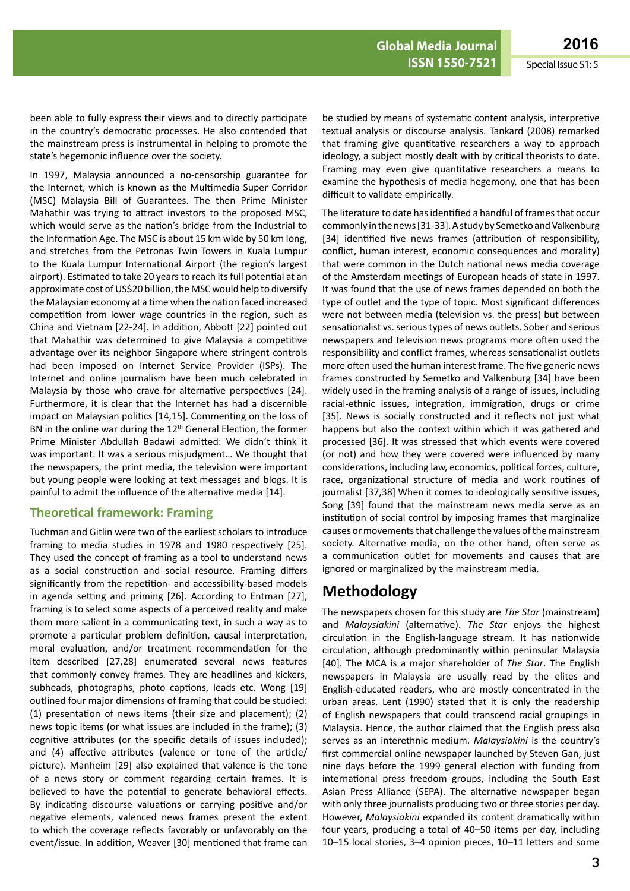been able to fully express their views and to directly participate in the country's democratic processes. He also contended that the mainstream press is instrumental in helping to promote the state's hegemonic influence over the society.

In 1997, Malaysia announced a no-censorship guarantee for the Internet, which is known as the Multimedia Super Corridor (MSC) Malaysia Bill of Guarantees. The then Prime Minister Mahathir was trying to attract investors to the proposed MSC, which would serve as the nation's bridge from the Industrial to the Information Age. The MSC is about 15 km wide by 50 km long, and stretches from the Petronas Twin Towers in Kuala Lumpur to the Kuala Lumpur International Airport (the region's largest airport). Estimated to take 20 years to reach its full potential at an approximate cost of US$20 billion, the MSC would help to diversify the Malaysian economy at a time when the nation faced increased competition from lower wage countries in the region, such as China and Vietnam [22-24]. In addition, Abbott [22] pointed out that Mahathir was determined to give Malaysia a competitive advantage over its neighbor Singapore where stringent controls had been imposed on Internet Service Provider (ISPs). The Internet and online journalism have been much celebrated in Malaysia by those who crave for alternative perspectives [24]. Furthermore, it is clear that the Internet has had a discernible impact on Malaysian politics [14,15]. Commenting on the loss of BN in the online war during the 12th General Election, the former Prime Minister Abdullah Badawi admitted: We didn't think it was important. It was a serious misjudgment… We thought that the newspapers, the print media, the television were important but young people were looking at text messages and blogs. It is painful to admit the influence of the alternative media [14].

## Theoretical framework: Framing

Tuchman and Gitlin were two of the earliest scholars to introduce framing to media studies in 1978 and 1980 respectively [25]. They used the concept of framing as a tool to understand news as a social construction and social resource. Framing differs significantly from the repetition- and accessibility-based models in agenda setting and priming [26]. According to Entman [27], framing is to select some aspects of a perceived reality and make them more salient in a communicating text, in such a way as to promote a particular problem definition, causal interpretation, moral evaluation, and/or treatment recommendation for the item described [27,28] enumerated several news features that commonly convey frames. They are headlines and kickers, subheads, photographs, photo captions, leads etc. Wong [19] outlined four major dimensions of framing that could be studied: (1) presentation of news items (their size and placement); (2) news topic items (or what issues are included in the frame); (3) cognitive attributes (or the specific details of issues included); and (4) affective attributes (valence or tone of the article/picture). Manheim [29] also explained that valence is the tone of a news story or comment regarding certain frames. It is believed to have the potential to generate behavioral effects. By indicating discourse valuations or carrying positive and/or negative elements, valenced news frames present the extent to which the coverage reflects favorably or unfavorably on the event/issue. In addition, Weaver [30] mentioned that frame can be studied by means of systematic content analysis, interpretive textual analysis or discourse analysis. Tankard (2008) remarked that framing give quantitative researchers a way to approach ideology, a subject mostly dealt with by critical theorists to date. Framing may even give quantitative researchers a means to examine the hypothesis of media hegemony, one that has been difficult to validate empirically.

The literature to date has identified a handful of frames that occur commonly in the news [31-33]. A study by Semetko and Valkenburg [34] identified five news frames (attribution of responsibility, conflict, human interest, economic consequences and morality) that were common in the Dutch national news media coverage of the Amsterdam meetings of European heads of state in 1997. It was found that the use of news frames depended on both the type of outlet and the type of topic. Most significant differences were not between media (television vs. the press) but between sensationalist vs. serious types of news outlets. Sober and serious newspapers and television news programs more often used the responsibility and conflict frames, whereas sensationalist outlets more often used the human interest frame. The five generic news frames constructed by Semetko and Valkenburg [34] have been widely used in the framing analysis of a range of issues, including racial-ethnic issues, integration, immigration, drugs or crime [35]. News is socially constructed and it reflects not just what happens but also the context within which it was gathered and processed [36]. It was stressed that which events were covered (or not) and how they were covered were influenced by many considerations, including law, economics, political forces, culture, race, organizational structure of media and work routines of journalist [37,38] When it comes to ideologically sensitive issues, Song [39] found that the mainstream news media serve as an institution of social control by imposing frames that marginalize causes or movements that challenge the values of the mainstream society. Alternative media, on the other hand, often serve as a communication outlet for movements and causes that are ignored or marginalized by the mainstream media.

# Methodology

The newspapers chosen for this study are *The Star* (mainstream) and *Malaysiakini* (alternative). *The Star* enjoys the highest circulation in the English-language stream. It has nationwide circulation, although predominantly within peninsular Malaysia [40]. The MCA is a major shareholder of *The Star*. The English newspapers in Malaysia are usually read by the elites and English-educated readers, who are mostly concentrated in the urban areas. Lent (1990) stated that it is only the readership of English newspapers that could transcend racial groupings in Malaysia. Hence, the author claimed that the English press also serves as an interethnic medium. *Malaysiakini* is the country's first commercial online newspaper launched by Steven Gan, just nine days before the 1999 general election with funding from international press freedom groups, including the South East Asian Press Alliance (SEPA). The alternative newspaper began with only three journalists producing two or three stories per day. However, *Malaysiakini* expanded its content dramatically within four years, producing a total of 40–50 items per day, including 10–15 local stories, 3–4 opinion pieces, 10–11 letters and some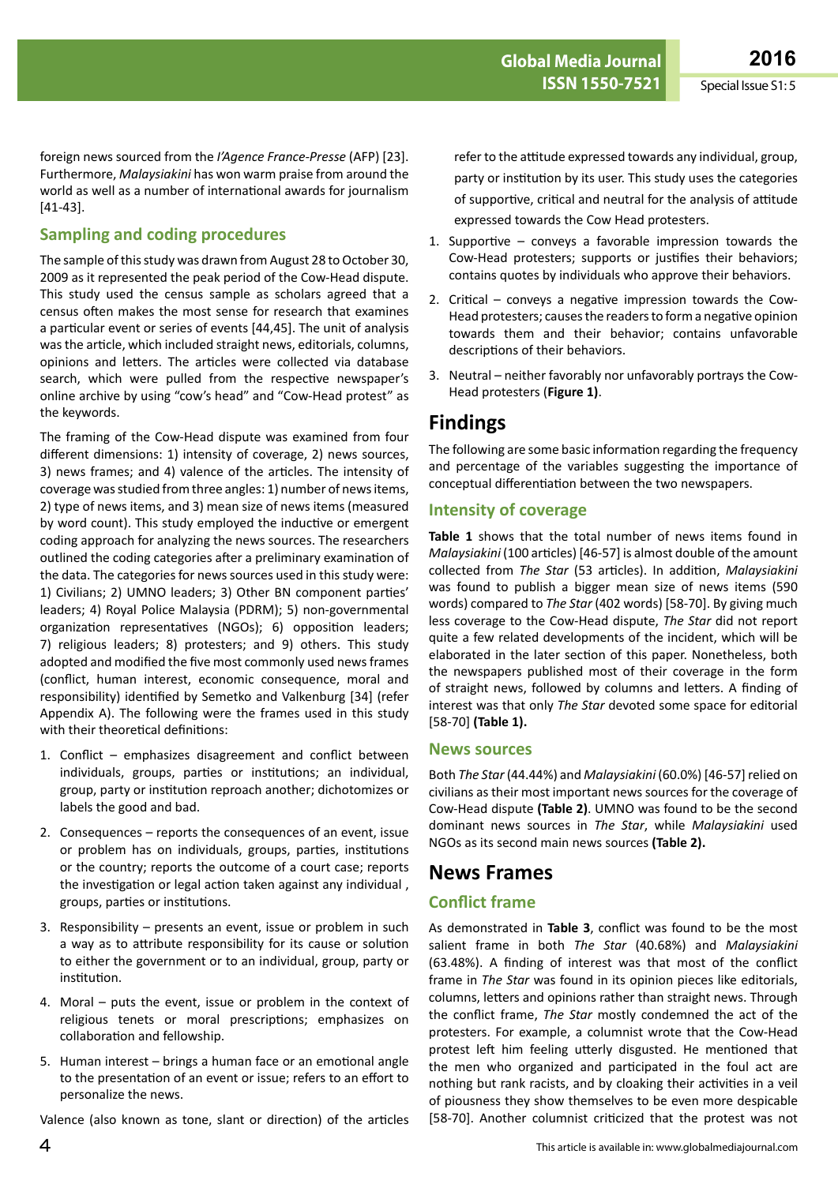foreign news sourced from the *l'Agence France-Presse* (AFP) [23]. Furthermore, *Malaysiakini* has won warm praise from around the world as well as a number of international awards for journalism [41-43].

### Sampling and coding procedures

The sample of this study was drawn from August 28 to October 30, 2009 as it represented the peak period of the Cow-Head dispute. This study used the census sample as scholars agreed that a census often makes the most sense for research that examines a particular event or series of events [44,45]. The unit of analysis was the article, which included straight news, editorials, columns, opinions and letters. The articles were collected via database search, which were pulled from the respective newspaper's online archive by using "cow's head" and "Cow-Head protest" as the keywords.

The framing of the Cow-Head dispute was examined from four different dimensions: 1) intensity of coverage, 2) news sources, 3) news frames; and 4) valence of the articles. The intensity of coverage was studied from three angles: 1) number of news items, 2) type of news items, and 3) mean size of news items (measured by word count). This study employed the inductive or emergent coding approach for analyzing the news sources. The researchers outlined the coding categories after a preliminary examination of the data. The categories for news sources used in this study were: 1) Civilians; 2) UMNO leaders; 3) Other BN component parties' leaders; 4) Royal Police Malaysia (PDRM); 5) non-governmental organization representatives (NGOs); 6) opposition leaders; 7) religious leaders; 8) protesters; and 9) others. This study adopted and modified the five most commonly used news frames (conflict, human interest, economic consequence, moral and responsibility) identified by Semetko and Valkenburg [34] (refer Appendix A). The following were the frames used in this study with their theoretical definitions:

1. Conflict – emphasizes disagreement and conflict between individuals, groups, parties or institutions; an individual, group, party or institution reproach another; dichotomizes or labels the good and bad.
2. Consequences – reports the consequences of an event, issue or problem has on individuals, groups, parties, institutions or the country; reports the outcome of a court case; reports the investigation or legal action taken against any individual , groups, parties or institutions.
3. Responsibility – presents an event, issue or problem in such a way as to attribute responsibility for its cause or solution to either the government or to an individual, group, party or institution.
4. Moral – puts the event, issue or problem in the context of religious tenets or moral prescriptions; emphasizes on collaboration and fellowship.
5. Human interest – brings a human face or an emotional angle to the presentation of an event or issue; refers to an effort to personalize the news.

Valence (also known as tone, slant or direction) of the articles refer to the attitude expressed towards any individual, group, party or institution by its user. This study uses the categories of supportive, critical and neutral for the analysis of attitude expressed towards the Cow Head protesters.

1. Supportive – conveys a favorable impression towards the Cow-Head protesters; supports or justifies their behaviors; contains quotes by individuals who approve their behaviors.
2. Critical – conveys a negative impression towards the Cow-Head protesters; causes the readers to form a negative opinion towards them and their behavior; contains unfavorable descriptions of their behaviors.
3. Neutral – neither favorably nor unfavorably portrays the Cow-Head protesters (**Figure 1)**.

## Findings

The following are some basic information regarding the frequency and percentage of the variables suggesting the importance of conceptual differentiation between the two newspapers.

### Intensity of coverage

**Table 1** shows that the total number of news items found in *Malaysiakini* (100 articles) [46-57] is almost double of the amount collected from *The Star* (53 articles). In addition, *Malaysiakini* was found to publish a bigger mean size of news items (590 words) compared to *The Star* (402 words) [58-70]. By giving much less coverage to the Cow-Head dispute, *The Star* did not report quite a few related developments of the incident, which will be elaborated in the later section of this paper. Nonetheless, both the newspapers published most of their coverage in the form of straight news, followed by columns and letters. A finding of interest was that only *The Star* devoted some space for editorial [58-70] **(Table 1).**

### News sources

Both *The Star* (44.44%) and *Malaysiakini* (60.0%) [46-57] relied on civilians as their most important news sources for the coverage of Cow-Head dispute **(Table 2)**. UMNO was found to be the second dominant news sources in *The Star*, while *Malaysiakini* used NGOs as its second main news sources **(Table 2).**

## News Frames

### Conflict frame

As demonstrated in **Table 3**, conflict was found to be the most salient frame in both *The Star* (40.68%) and *Malaysiakini* (63.48%). A finding of interest was that most of the conflict frame in *The Star* was found in its opinion pieces like editorials, columns, letters and opinions rather than straight news. Through the conflict frame, *The Star* mostly condemned the act of the protesters. For example, a columnist wrote that the Cow-Head protest left him feeling utterly disgusted. He mentioned that the men who organized and participated in the foul act are nothing but rank racists, and by cloaking their activities in a veil of piousness they show themselves to be even more despicable [58-70]. Another columnist criticized that the protest was not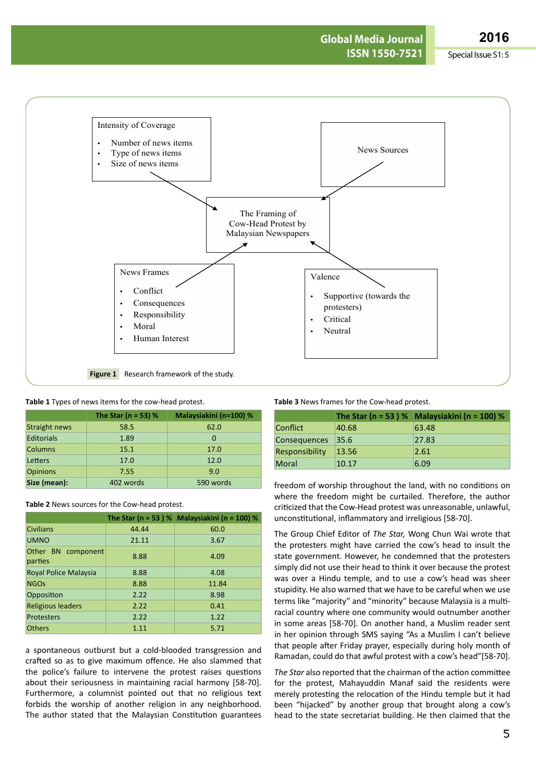Intensity of Coverage

- Number of news items
- Type of news items
- Size of news items

News Sources

The Framing of Cow-Head Protest by Malaysian Newspapers

News Frames

- Conflict
- Consequences
- Responsibility
- Moral
- Human Interest

Valence

- Supportive (towards the protesters)
- Critical
- Neutral

**Figure 1** Research framework of the study.

**Table 1** Types of news items for the cow-head protest.

| | The Star (n = 53) % | Malaysiakini (n=100) % |
|---|---|---|
| Straight news | 58.5 | 62.0 |
| Editorials | 1.89 | 0 |
| Columns | 15.1 | 17.0 |
| Letters | 17.0 | 12.0 |
| Opinions | 7.55 | 9.0 |
| **Size (mean):** | 402 words | 590 words |

**Table 2** News sources for the Cow-head protest.

| | The Star (n = 53 ) % | Malaysiakini (n = 100) % |
|---|---|---|
| Civilians | 44.44 | 60.0 |
| UMNO | 21.11 | 3.67 |
| Other BN component parties | 8.88 | 4.09 |
| Royal Police Malaysia | 8.88 | 4.08 |
| NGOs | 8.88 | 11.84 |
| Opposition | 2.22 | 8.98 |
| Religious leaders | 2.22 | 0.41 |
| Protesters | 2.22 | 1.22 |
| Others | 1.11 | 5.71 |

a spontaneous outburst but a cold-blooded transgression and crafted so as to give maximum offence. He also slammed that the police's failure to intervene the protest raises questions about their seriousness in maintaining racial harmony [58-70]. Furthermore, a columnist pointed out that no religious text forbids the worship of another religion in any neighborhood. The author stated that the Malaysian Constitution guarantees freedom of worship throughout the land, with no conditions on where the freedom might be curtailed. Therefore, the author criticized that the Cow-Head protest was unreasonable, unlawful, unconstitutional, inflammatory and irreligious [58-70].

**Table 3** News frames for the Cow-head protest.

| | The Star (n = 53 ) % | Malaysiakini (n = 100) % |
|---|---|---|
| Conflict | 40.68 | 63.48 |
| Consequences | 35.6 | 27.83 |
| Responsibility | 13.56 | 2.61 |
| Moral | 10.17 | 6.09 |

The Group Chief Editor of *The Star,* Wong Chun Wai wrote that the protesters might have carried the cow's head to insult the state government. However, he condemned that the protesters simply did not use their head to think it over because the protest was over a Hindu temple, and to use a cow's head was sheer stupidity. He also warned that we have to be careful when we use terms like "majority" and "minority" because Malaysia is a multi-racial country where one community would outnumber another in some areas [58-70]. On another hand, a Muslim reader sent in her opinion through SMS saying "As a Muslim I can't believe that people after Friday prayer, especially during holy month of Ramadan, could do that awful protest with a cow's head"[58-70].

*The Star* also reported that the chairman of the action committee for the protest, Mahayuddin Manaf said the residents were merely protesting the relocation of the Hindu temple but it had been "hijacked" by another group that brought along a cow's head to the state secretariat building. He then claimed that the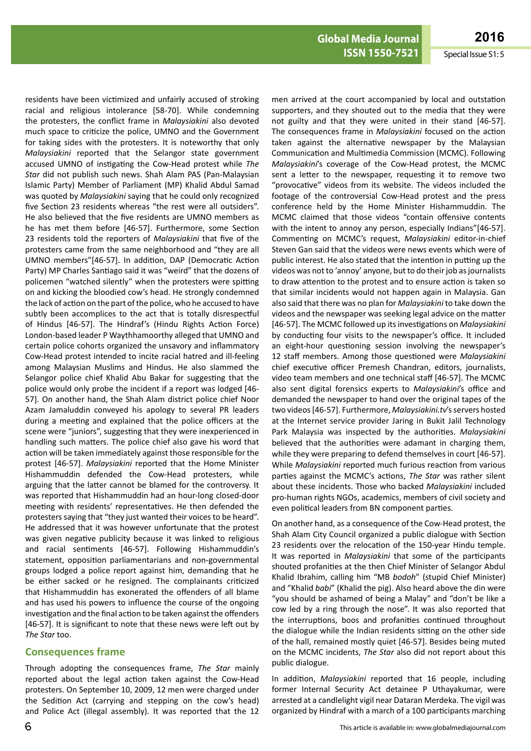residents have been victimized and unfairly accused of stroking racial and religious intolerance [58-70]. While condemning the protesters, the conflict frame in *Malaysiakini* also devoted much space to criticize the police, UMNO and the Government for taking sides with the protesters. It is noteworthy that only *Malaysiakini* reported that the Selangor state government accused UMNO of instigating the Cow-Head protest while *The Star* did not publish such news. Shah Alam PAS (Pan-Malaysian Islamic Party) Member of Parliament (MP) Khalid Abdul Samad was quoted by *Malaysiakini* saying that he could only recognized five Section 23 residents whereas "the rest were all outsiders". He also believed that the five residents are UMNO members as he has met them before [46-57]. Furthermore, some Section 23 residents told the reporters of *Malaysiakini* that five of the protesters came from the same neighborhood and "they are all UMNO members"[46-57]. In addition, DAP (Democratic Action Party) MP Charles Santiago said it was "weird" that the dozens of policemen "watched silently" when the protesters were spitting on and kicking the bloodied cow's head. He strongly condemned the lack of action on the part of the police, who he accused to have subtly been accomplices to the act that is totally disrespectful of Hindus [46-57]. The Hindraf's (Hindu Rights Action Force) London-based leader P Waythhamoorthy alleged that UMNO and certain police cohorts organized the unsavory and inflammatory Cow-Head protest intended to incite racial hatred and ill-feeling among Malaysian Muslims and Hindus. He also slammed the Selangor police chief Khalid Abu Bakar for suggesting that the police would only probe the incident if a report was lodged [46-57]. On another hand, the Shah Alam district police chief Noor Azam Jamaluddin conveyed his apology to several PR leaders during a meeting and explained that the police officers at the scene were "juniors", suggesting that they were inexperienced in handling such matters. The police chief also gave his word that action will be taken immediately against those responsible for the protest [46-57]. *Malaysiakini* reported that the Home Minister Hishammuddin defended the Cow-Head protesters, while arguing that the latter cannot be blamed for the controversy. It was reported that Hishammuddin had an hour-long closed-door meeting with residents' representatives. He then defended the protesters saying that "they just wanted their voices to be heard". He addressed that it was however unfortunate that the protest was given negative publicity because it was linked to religious and racial sentiments [46-57]. Following Hishammuddin's statement, opposition parliamentarians and non-governmental groups lodged a police report against him, demanding that he be either sacked or he resigned. The complainants criticized that Hishammuddin has exonerated the offenders of all blame and has used his powers to influence the course of the ongoing investigation and the final action to be taken against the offenders [46-57]. It is significant to note that these news were left out by *The Star* too.

## Consequences frame

Through adopting the consequences frame, *The Star* mainly reported about the legal action taken against the Cow-Head protesters. On September 10, 2009, 12 men were charged under the Sedition Act (carrying and stepping on the cow's head) and Police Act (illegal assembly). It was reported that the 12 men arrived at the court accompanied by local and outstation supporters, and they shouted out to the media that they were not guilty and that they were united in their stand [46-57]. The consequences frame in *Malaysiakini* focused on the action taken against the alternative newspaper by the Malaysian Communication and Multimedia Commission (MCMC). Following *Malaysiakini*'s coverage of the Cow-Head protest, the MCMC sent a letter to the newspaper, requesting it to remove two "provocative" videos from its website. The videos included the footage of the controversial Cow-Head protest and the press conference held by the Home Minister Hishammuddin. The MCMC claimed that those videos "contain offensive contents with the intent to annoy any person, especially Indians"[46-57]. Commenting on MCMC's request, *Malaysiakini* editor-in-chief Steven Gan said that the videos were news events which were of public interest. He also stated that the intention in putting up the videos was not to 'annoy' anyone, but to do their job as journalists to draw attention to the protest and to ensure action is taken so that similar incidents would not happen again in Malaysia. Gan also said that there was no plan for *Malaysiakini* to take down the videos and the newspaper was seeking legal advice on the matter [46-57]. The MCMC followed up its investigations on *Malaysiakini* by conducting four visits to the newspaper's office. It included an eight-hour questioning session involving the newspaper's 12 staff members. Among those questioned were *Malaysiakini* chief executive officer Premesh Chandran, editors, journalists, video team members and one technical staff [46-57]. The MCMC also sent digital forensics experts to *Malaysiakini*'s office and demanded the newspaper to hand over the original tapes of the two videos [46-57]. Furthermore, *Malaysiakini.tv*'s servers hosted at the Internet service provider Jaring in Bukit Jalil Technology Park Malaysia was inspected by the authorities. *Malaysiakini* believed that the authorities were adamant in charging them, while they were preparing to defend themselves in court [46-57]. While *Malaysiakini* reported much furious reaction from various parties against the MCMC's actions, *The Star* was rather silent about these incidents. Those who backed *Malaysiakini* included pro-human rights NGOs, academics, members of civil society and even political leaders from BN component parties.

On another hand, as a consequence of the Cow-Head protest, the Shah Alam City Council organized a public dialogue with Section 23 residents over the relocation of the 150-year Hindu temple. It was reported in *Malaysiakini* that some of the participants shouted profanities at the then Chief Minister of Selangor Abdul Khalid Ibrahim, calling him "MB *bodoh*" (stupid Chief Minister) and "Khalid *babi*" (Khalid the pig). Also heard above the din were "you should be ashamed of being a Malay" and "don't be like a cow led by a ring through the nose". It was also reported that the interruptions, boos and profanities continued throughout the dialogue while the Indian residents sitting on the other side of the hall, remained mostly quiet [46-57]. Besides being muted on the MCMC incidents, *The Star* also did not report about this public dialogue.

In addition, *Malaysiakini* reported that 16 people, including former Internal Security Act detainee P Uthayakumar, were arrested at a candlelight vigil near Dataran Merdeka. The vigil was organized by Hindraf with a march of a 100 participants marching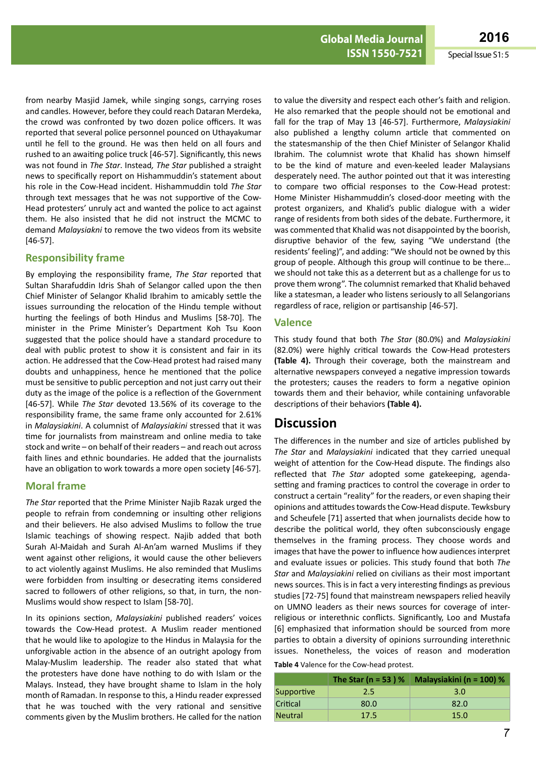from nearby Masjid Jamek, while singing songs, carrying roses and candles. However, before they could reach Dataran Merdeka, the crowd was confronted by two dozen police officers. It was reported that several police personnel pounced on Uthayakumar until he fell to the ground. He was then held on all fours and rushed to an awaiting police truck [46-57]. Significantly, this news was not found in *The Star*. Instead, *The Star* published a straight news to specifically report on Hishammuddin's statement about his role in the Cow-Head incident. Hishammuddin told *The Star* through text messages that he was not supportive of the Cow-Head protesters' unruly act and wanted the police to act against them. He also insisted that he did not instruct the MCMC to demand *Malaysiakni* to remove the two videos from its website [46-57].

## Responsibility frame

By employing the responsibility frame, *The Star* reported that Sultan Sharafuddin Idris Shah of Selangor called upon the then Chief Minister of Selangor Khalid Ibrahim to amicably settle the issues surrounding the relocation of the Hindu temple without hurting the feelings of both Hindus and Muslims [58-70]. The minister in the Prime Minister's Department Koh Tsu Koon suggested that the police should have a standard procedure to deal with public protest to show it is consistent and fair in its action. He addressed that the Cow-Head protest had raised many doubts and unhappiness, hence he mentioned that the police must be sensitive to public perception and not just carry out their duty as the image of the police is a reflection of the Government [46-57]. While *The Star* devoted 13.56% of its coverage to the responsibility frame, the same frame only accounted for 2.61% in *Malaysiakini*. A columnist of *Malaysiakini* stressed that it was time for journalists from mainstream and online media to take stock and write – on behalf of their readers – and reach out across faith lines and ethnic boundaries. He added that the journalists have an obligation to work towards a more open society [46-57].

## Moral frame

*The Star* reported that the Prime Minister Najib Razak urged the people to refrain from condemning or insulting other religions and their believers. He also advised Muslims to follow the true Islamic teachings of showing respect. Najib added that both Surah Al-Maidah and Surah Al-An'am warned Muslims if they went against other religions, it would cause the other believers to act violently against Muslims. He also reminded that Muslims were forbidden from insulting or desecrating items considered sacred to followers of other religions, so that, in turn, the non-Muslims would show respect to Islam [58-70].

In its opinions section, *Malaysiakini* published readers' voices towards the Cow-Head protest. A Muslim reader mentioned that he would like to apologize to the Hindus in Malaysia for the unforgivable action in the absence of an outright apology from Malay-Muslim leadership. The reader also stated that what the protesters have done have nothing to do with Islam or the Malays. Instead, they have brought shame to Islam in the holy month of Ramadan. In response to this, a Hindu reader expressed that he was touched with the very rational and sensitive comments given by the Muslim brothers. He called for the nation to value the diversity and respect each other's faith and religion. He also remarked that the people should not be emotional and fall for the trap of May 13 [46-57]. Furthermore, *Malaysiakini* also published a lengthy column article that commented on the statesmanship of the then Chief Minister of Selangor Khalid Ibrahim. The columnist wrote that Khalid has shown himself to be the kind of mature and even-keeled leader Malaysians desperately need. The author pointed out that it was interesting to compare two official responses to the Cow-Head protest: Home Minister Hishammuddin's closed-door meeting with the protest organizers, and Khalid's public dialogue with a wider range of residents from both sides of the debate. Furthermore, it was commented that Khalid was not disappointed by the boorish, disruptive behavior of the few, saying "We understand (the residents' feeling)", and adding: "We should not be owned by this group of people. Although this group will continue to be there… we should not take this as a deterrent but as a challenge for us to prove them wrong". The columnist remarked that Khalid behaved like a statesman, a leader who listens seriously to all Selangorians regardless of race, religion or partisanship [46-57].

## Valence

This study found that both *The Star* (80.0%) and *Malaysiakini* (82.0%) were highly critical towards the Cow-Head protesters **(Table 4).** Through their coverage, both the mainstream and alternative newspapers conveyed a negative impression towards the protesters; causes the readers to form a negative opinion towards them and their behavior, while containing unfavorable descriptions of their behaviors **(Table 4).**

# Discussion

The differences in the number and size of articles published by *The Star* and *Malaysiakini* indicated that they carried unequal weight of attention for the Cow-Head dispute. The findings also reflected that *The Star* adopted some gatekeeping, agenda-setting and framing practices to control the coverage in order to construct a certain "reality" for the readers, or even shaping their opinions and attitudes towards the Cow-Head dispute. Tewksbury and Scheufele [71] asserted that when journalists decide how to describe the political world, they often subconsciously engage themselves in the framing process. They choose words and images that have the power to influence how audiences interpret and evaluate issues or policies. This study found that both *The Star* and *Malaysiakini* relied on civilians as their most important news sources. This is in fact a very interesting findings as previous studies [72-75] found that mainstream newspapers relied heavily on UMNO leaders as their news sources for coverage of inter-religious or interethnic conflicts. Significantly, Loo and Mustafa [6] emphasized that information should be sourced from more parties to obtain a diversity of opinions surrounding interethnic issues. Nonetheless, the voices of reason and moderation

**Table 4** Valence for the Cow-head protest.

| | The Star (n = 53 ) % | Malaysiakini (n = 100) % |
|---|---|---|
| Supportive | 2.5 | 3.0 |
| Critical | 80.0 | 82.0 |
| Neutral | 17.5 | 15.0 |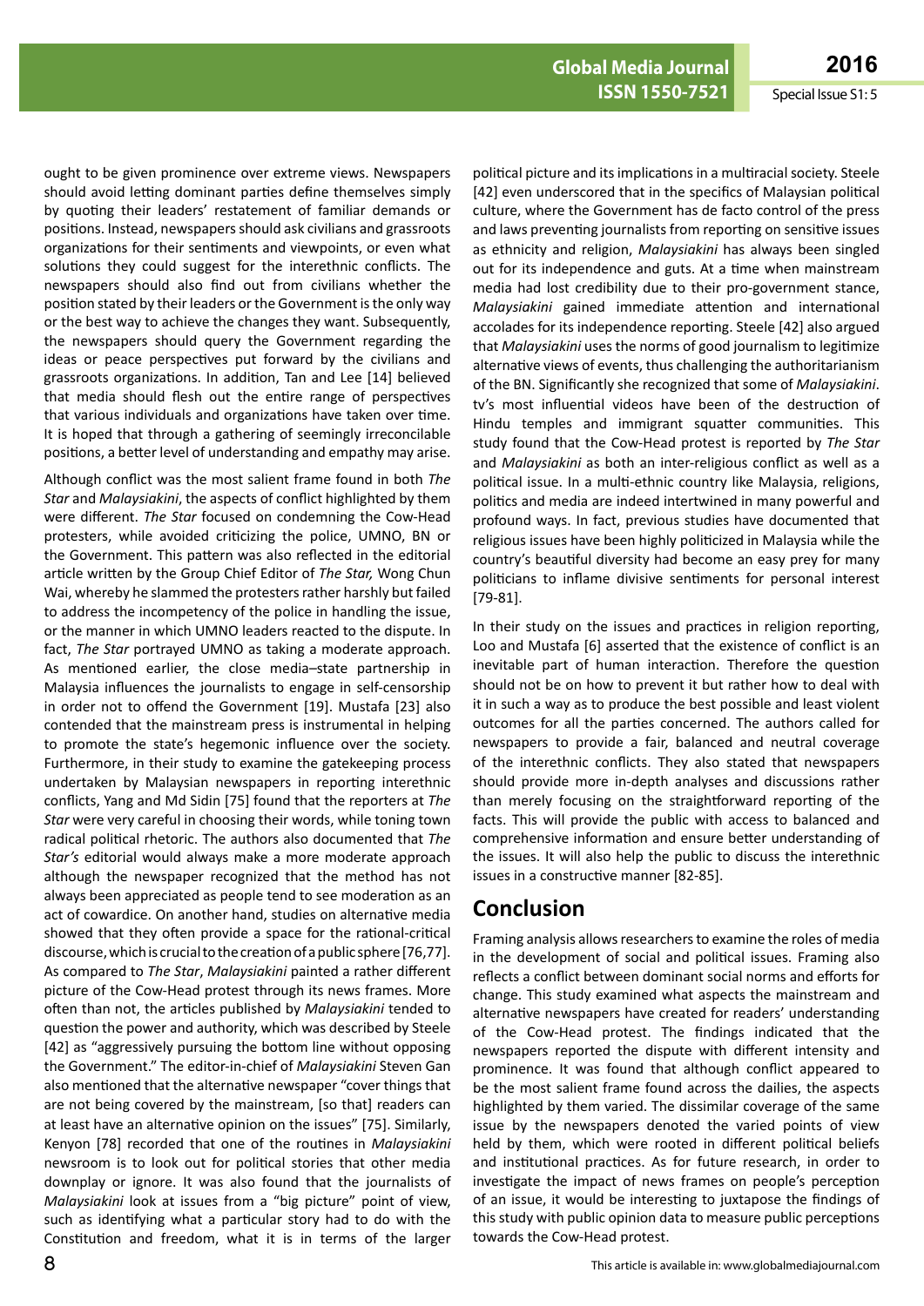ought to be given prominence over extreme views. Newspapers should avoid letting dominant parties define themselves simply by quoting their leaders' restatement of familiar demands or positions. Instead, newspapers should ask civilians and grassroots organizations for their sentiments and viewpoints, or even what solutions they could suggest for the interethnic conflicts. The newspapers should also find out from civilians whether the position stated by their leaders or the Government is the only way or the best way to achieve the changes they want. Subsequently, the newspapers should query the Government regarding the ideas or peace perspectives put forward by the civilians and grassroots organizations. In addition, Tan and Lee [14] believed that media should flesh out the entire range of perspectives that various individuals and organizations have taken over time. It is hoped that through a gathering of seemingly irreconcilable positions, a better level of understanding and empathy may arise.

Although conflict was the most salient frame found in both *The Star* and *Malaysiakini*, the aspects of conflict highlighted by them were different. *The Star* focused on condemning the Cow-Head protesters, while avoided criticizing the police, UMNO, BN or the Government. This pattern was also reflected in the editorial article written by the Group Chief Editor of *The Star,* Wong Chun Wai, whereby he slammed the protesters rather harshly but failed to address the incompetency of the police in handling the issue, or the manner in which UMNO leaders reacted to the dispute. In fact, *The Star* portrayed UMNO as taking a moderate approach. As mentioned earlier, the close media–state partnership in Malaysia influences the journalists to engage in self-censorship in order not to offend the Government [19]. Mustafa [23] also contended that the mainstream press is instrumental in helping to promote the state's hegemonic influence over the society. Furthermore, in their study to examine the gatekeeping process undertaken by Malaysian newspapers in reporting interethnic conflicts, Yang and Md Sidin [75] found that the reporters at *The Star* were very careful in choosing their words, while toning town radical political rhetoric. The authors also documented that *The Star's* editorial would always make a more moderate approach although the newspaper recognized that the method has not always been appreciated as people tend to see moderation as an act of cowardice. On another hand, studies on alternative media showed that they often provide a space for the rational-critical discourse, which is crucial to the creation of a public sphere [76,77]. As compared to *The Star*, *Malaysiakini* painted a rather different picture of the Cow-Head protest through its news frames. More often than not, the articles published by *Malaysiakini* tended to question the power and authority, which was described by Steele [42] as "aggressively pursuing the bottom line without opposing the Government." The editor-in-chief of *Malaysiakini* Steven Gan also mentioned that the alternative newspaper "cover things that are not being covered by the mainstream, [so that] readers can at least have an alternative opinion on the issues" [75]. Similarly, Kenyon [78] recorded that one of the routines in *Malaysiakini* newsroom is to look out for political stories that other media downplay or ignore. It was also found that the journalists of *Malaysiakini* look at issues from a "big picture" point of view, such as identifying what a particular story had to do with the Constitution and freedom, what it is in terms of the larger political picture and its implications in a multiracial society. Steele [42] even underscored that in the specifics of Malaysian political culture, where the Government has de facto control of the press and laws preventing journalists from reporting on sensitive issues as ethnicity and religion, *Malaysiakini* has always been singled out for its independence and guts. At a time when mainstream media had lost credibility due to their pro-government stance, *Malaysiakini* gained immediate attention and international accolades for its independence reporting. Steele [42] also argued that *Malaysiakini* uses the norms of good journalism to legitimize alternative views of events, thus challenging the authoritarianism of the BN. Significantly she recognized that some of *Malaysiakini*. tv's most influential videos have been of the destruction of Hindu temples and immigrant squatter communities. This study found that the Cow-Head protest is reported by *The Star* and *Malaysiakini* as both an inter-religious conflict as well as a political issue. In a multi-ethnic country like Malaysia, religions, politics and media are indeed intertwined in many powerful and profound ways. In fact, previous studies have documented that religious issues have been highly politicized in Malaysia while the country's beautiful diversity had become an easy prey for many politicians to inflame divisive sentiments for personal interest [79-81].

In their study on the issues and practices in religion reporting, Loo and Mustafa [6] asserted that the existence of conflict is an inevitable part of human interaction. Therefore the question should not be on how to prevent it but rather how to deal with it in such a way as to produce the best possible and least violent outcomes for all the parties concerned. The authors called for newspapers to provide a fair, balanced and neutral coverage of the interethnic conflicts. They also stated that newspapers should provide more in-depth analyses and discussions rather than merely focusing on the straightforward reporting of the facts. This will provide the public with access to balanced and comprehensive information and ensure better understanding of the issues. It will also help the public to discuss the interethnic issues in a constructive manner [82-85].

## Conclusion

Framing analysis allows researchers to examine the roles of media in the development of social and political issues. Framing also reflects a conflict between dominant social norms and efforts for change. This study examined what aspects the mainstream and alternative newspapers have created for readers' understanding of the Cow-Head protest. The findings indicated that the newspapers reported the dispute with different intensity and prominence. It was found that although conflict appeared to be the most salient frame found across the dailies, the aspects highlighted by them varied. The dissimilar coverage of the same issue by the newspapers denoted the varied points of view held by them, which were rooted in different political beliefs and institutional practices. As for future research, in order to investigate the impact of news frames on people's perception of an issue, it would be interesting to juxtapose the findings of this study with public opinion data to measure public perceptions towards the Cow-Head protest.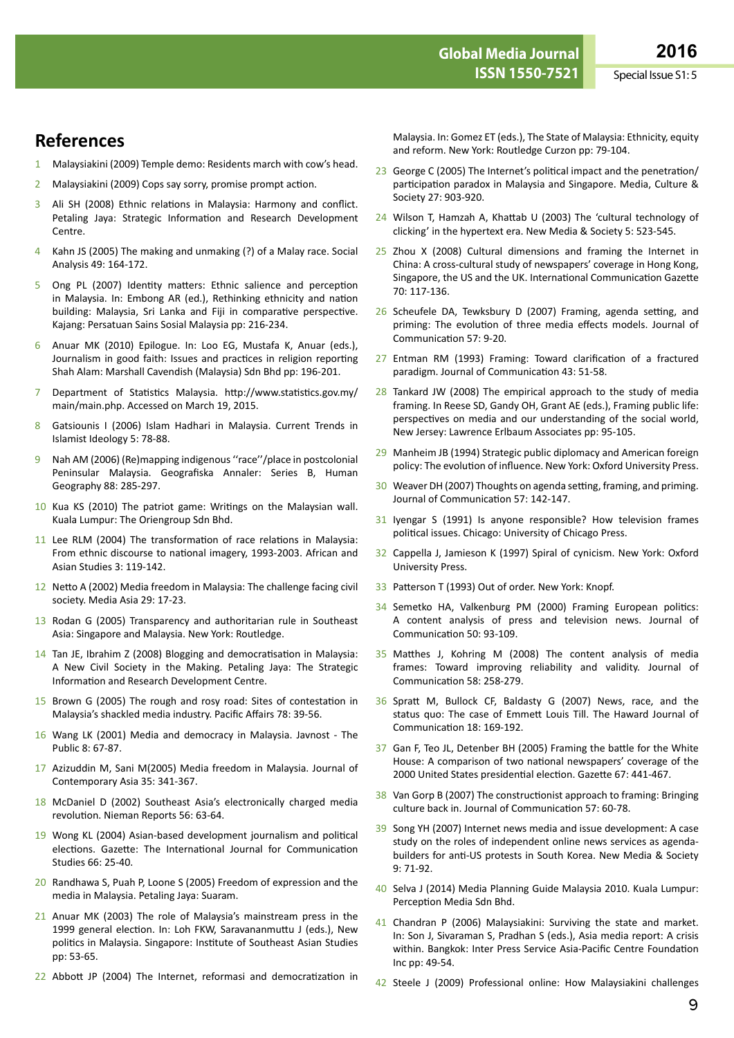## References

1. Malaysiakini (2009) Temple demo: Residents march with cow's head.
2. Malaysiakini (2009) Cops say sorry, promise prompt action.
3. Ali SH (2008) Ethnic relations in Malaysia: Harmony and conflict. Petaling Jaya: Strategic Information and Research Development Centre.
4. Kahn JS (2005) The making and unmaking (?) of a Malay race. Social Analysis 49: 164-172.
5. Ong PL (2007) Identity matters: Ethnic salience and perception in Malaysia. In: Embong AR (ed.), Rethinking ethnicity and nation building: Malaysia, Sri Lanka and Fiji in comparative perspective. Kajang: Persatuan Sains Sosial Malaysia pp: 216-234.
6. Anuar MK (2010) Epilogue. In: Loo EG, Mustafa K, Anuar (eds.), Journalism in good faith: Issues and practices in religion reporting Shah Alam: Marshall Cavendish (Malaysia) Sdn Bhd pp: 196-201.
7. Department of Statistics Malaysia. http://www.statistics.gov.my/main/main.php. Accessed on March 19, 2015.
8. Gatsiounis I (2006) Islam Hadhari in Malaysia. Current Trends in Islamist Ideology 5: 78-88.
9. Nah AM (2006) (Re)mapping indigenous ''race''/place in postcolonial Peninsular Malaysia. Geografiska Annaler: Series B, Human Geography 88: 285-297.
10. Kua KS (2010) The patriot game: Writings on the Malaysian wall. Kuala Lumpur: The Oriengroup Sdn Bhd.
11. Lee RLM (2004) The transformation of race relations in Malaysia: From ethnic discourse to national imagery, 1993-2003. African and Asian Studies 3: 119-142.
12. Netto A (2002) Media freedom in Malaysia: The challenge facing civil society. Media Asia 29: 17-23.
13. Rodan G (2005) Transparency and authoritarian rule in Southeast Asia: Singapore and Malaysia. New York: Routledge.
14. Tan JE, Ibrahim Z (2008) Blogging and democratisation in Malaysia: A New Civil Society in the Making. Petaling Jaya: The Strategic Information and Research Development Centre.
15. Brown G (2005) The rough and rosy road: Sites of contestation in Malaysia's shackled media industry. Pacific Affairs 78: 39-56.
16. Wang LK (2001) Media and democracy in Malaysia. Javnost - The Public 8: 67-87.
17. Azizuddin M, Sani M(2005) Media freedom in Malaysia. Journal of Contemporary Asia 35: 341-367.
18. McDaniel D (2002) Southeast Asia's electronically charged media revolution. Nieman Reports 56: 63-64.
19. Wong KL (2004) Asian-based development journalism and political elections. Gazette: The International Journal for Communication Studies 66: 25-40.
20. Randhawa S, Puah P, Loone S (2005) Freedom of expression and the media in Malaysia. Petaling Jaya: Suaram.
21. Anuar MK (2003) The role of Malaysia's mainstream press in the 1999 general election. In: Loh FKW, Saravananmuttu J (eds.), New politics in Malaysia. Singapore: Institute of Southeast Asian Studies pp: 53-65.
22. Abbott JP (2004) The Internet, reformasi and democratization in Malaysia. In: Gomez ET (eds.), The State of Malaysia: Ethnicity, equity and reform. New York: Routledge Curzon pp: 79-104.
23. George C (2005) The Internet's political impact and the penetration/participation paradox in Malaysia and Singapore. Media, Culture & Society 27: 903-920.
24. Wilson T, Hamzah A, Khattab U (2003) The 'cultural technology of clicking' in the hypertext era. New Media & Society 5: 523-545.
25. Zhou X (2008) Cultural dimensions and framing the Internet in China: A cross-cultural study of newspapers' coverage in Hong Kong, Singapore, the US and the UK. International Communication Gazette 70: 117-136.
26. Scheufele DA, Tewksbury D (2007) Framing, agenda setting, and priming: The evolution of three media effects models. Journal of Communication 57: 9-20.
27. Entman RM (1993) Framing: Toward clarification of a fractured paradigm. Journal of Communication 43: 51-58.
28. Tankard JW (2008) The empirical approach to the study of media framing. In Reese SD, Gandy OH, Grant AE (eds.), Framing public life: perspectives on media and our understanding of the social world, New Jersey: Lawrence Erlbaum Associates pp: 95-105.
29. Manheim JB (1994) Strategic public diplomacy and American foreign policy: The evolution of influence. New York: Oxford University Press.
30. Weaver DH (2007) Thoughts on agenda setting, framing, and priming. Journal of Communication 57: 142-147.
31. Iyengar S (1991) Is anyone responsible? How television frames political issues. Chicago: University of Chicago Press.
32. Cappella J, Jamieson K (1997) Spiral of cynicism. New York: Oxford University Press.
33. Patterson T (1993) Out of order. New York: Knopf.
34. Semetko HA, Valkenburg PM (2000) Framing European politics: A content analysis of press and television news. Journal of Communication 50: 93-109.
35. Matthes J, Kohring M (2008) The content analysis of media frames: Toward improving reliability and validity. Journal of Communication 58: 258-279.
36. Spratt M, Bullock CF, Baldasty G (2007) News, race, and the status quo: The case of Emmett Louis Till. The Haward Journal of Communication 18: 169-192.
37. Gan F, Teo JL, Detenber BH (2005) Framing the battle for the White House: A comparison of two national newspapers' coverage of the 2000 United States presidential election. Gazette 67: 441-467.
38. Van Gorp B (2007) The constructionist approach to framing: Bringing culture back in. Journal of Communication 57: 60-78.
39. Song YH (2007) Internet news media and issue development: A case study on the roles of independent online news services as agenda-builders for anti-US protests in South Korea. New Media & Society 9: 71-92.
40. Selva J (2014) Media Planning Guide Malaysia 2010. Kuala Lumpur: Perception Media Sdn Bhd.
41. Chandran P (2006) Malaysiakini: Surviving the state and market. In: Son J, Sivaraman S, Pradhan S (eds.), Asia media report: A crisis within. Bangkok: Inter Press Service Asia-Pacific Centre Foundation Inc pp: 49-54.
42. Steele J (2009) Professional online: How Malaysiakini challenges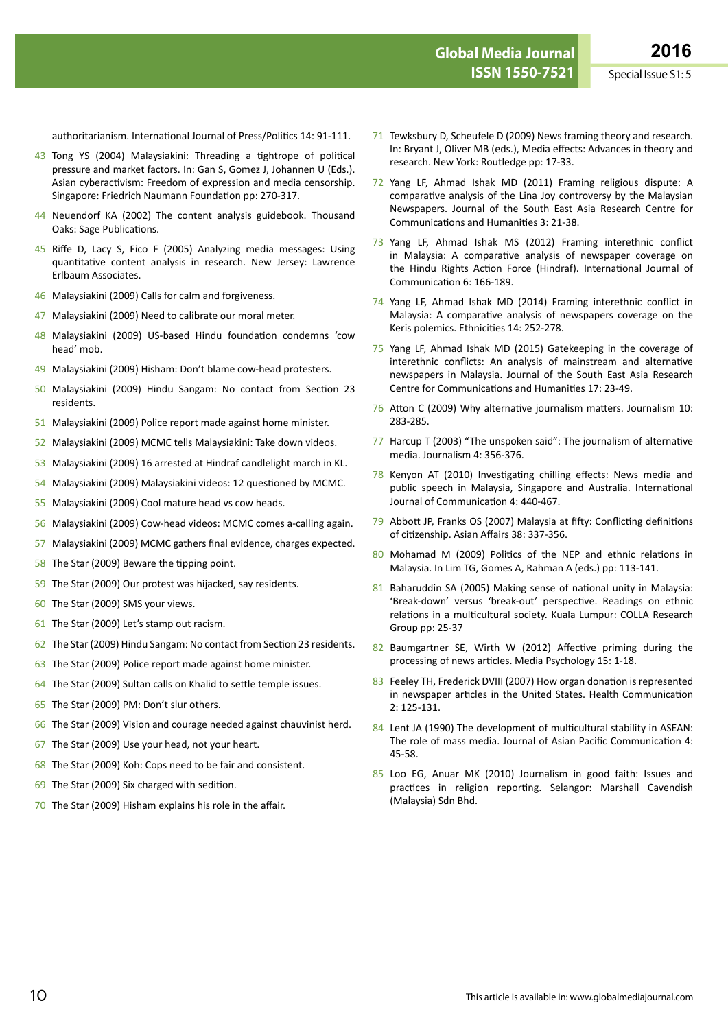authoritarianism. International Journal of Press/Politics 14: 91-111.

43 Tong YS (2004) Malaysiakini: Threading a tightrope of political pressure and market factors. In: Gan S, Gomez J, Johannen U (Eds.). Asian cyberactivism: Freedom of expression and media censorship. Singapore: Friedrich Naumann Foundation pp: 270-317.

44 Neuendorf KA (2002) The content analysis guidebook. Thousand Oaks: Sage Publications.

45 Riffe D, Lacy S, Fico F (2005) Analyzing media messages: Using quantitative content analysis in research. New Jersey: Lawrence Erlbaum Associates.

46 Malaysiakini (2009) Calls for calm and forgiveness.

47 Malaysiakini (2009) Need to calibrate our moral meter.

48 Malaysiakini (2009) US-based Hindu foundation condemns 'cow head' mob.

49 Malaysiakini (2009) Hisham: Don't blame cow-head protesters.

50 Malaysiakini (2009) Hindu Sangam: No contact from Section 23 residents.

51 Malaysiakini (2009) Police report made against home minister.

52 Malaysiakini (2009) MCMC tells Malaysiakini: Take down videos.

53 Malaysiakini (2009) 16 arrested at Hindraf candlelight march in KL.

54 Malaysiakini (2009) Malaysiakini videos: 12 questioned by MCMC.

55 Malaysiakini (2009) Cool mature head vs cow heads.

56 Malaysiakini (2009) Cow-head videos: MCMC comes a-calling again.

57 Malaysiakini (2009) MCMC gathers final evidence, charges expected.

58 The Star (2009) Beware the tipping point.

59 The Star (2009) Our protest was hijacked, say residents.

60 The Star (2009) SMS your views.

61 The Star (2009) Let's stamp out racism.

62 The Star (2009) Hindu Sangam: No contact from Section 23 residents.

63 The Star (2009) Police report made against home minister.

64 The Star (2009) Sultan calls on Khalid to settle temple issues.

65 The Star (2009) PM: Don't slur others.

66 The Star (2009) Vision and courage needed against chauvinist herd.

67 The Star (2009) Use your head, not your heart.

68 The Star (2009) Koh: Cops need to be fair and consistent.

69 The Star (2009) Six charged with sedition.

70 The Star (2009) Hisham explains his role in the affair.

71 Tewksbury D, Scheufele D (2009) News framing theory and research. In: Bryant J, Oliver MB (eds.), Media effects: Advances in theory and research. New York: Routledge pp: 17-33.

72 Yang LF, Ahmad Ishak MD (2011) Framing religious dispute: A comparative analysis of the Lina Joy controversy by the Malaysian Newspapers. Journal of the South East Asia Research Centre for Communications and Humanities 3: 21-38.

73 Yang LF, Ahmad Ishak MS (2012) Framing interethnic conflict in Malaysia: A comparative analysis of newspaper coverage on the Hindu Rights Action Force (Hindraf). International Journal of Communication 6: 166-189.

74 Yang LF, Ahmad Ishak MD (2014) Framing interethnic conflict in Malaysia: A comparative analysis of newspapers coverage on the Keris polemics. Ethnicities 14: 252-278.

75 Yang LF, Ahmad Ishak MD (2015) Gatekeeping in the coverage of interethnic conflicts: An analysis of mainstream and alternative newspapers in Malaysia. Journal of the South East Asia Research Centre for Communications and Humanities 17: 23-49.

76 Atton C (2009) Why alternative journalism matters. Journalism 10: 283-285.

77 Harcup T (2003) "The unspoken said": The journalism of alternative media. Journalism 4: 356-376.

78 Kenyon AT (2010) Investigating chilling effects: News media and public speech in Malaysia, Singapore and Australia. International Journal of Communication 4: 440-467.

79 Abbott JP, Franks OS (2007) Malaysia at fifty: Conflicting definitions of citizenship. Asian Affairs 38: 337-356.

80 Mohamad M (2009) Politics of the NEP and ethnic relations in Malaysia. In Lim TG, Gomes A, Rahman A (eds.) pp: 113-141.

81 Baharuddin SA (2005) Making sense of national unity in Malaysia: 'Break-down' versus 'break-out' perspective. Readings on ethnic relations in a multicultural society. Kuala Lumpur: COLLA Research Group pp: 25-37

82 Baumgartner SE, Wirth W (2012) Affective priming during the processing of news articles. Media Psychology 15: 1-18.

83 Feeley TH, Frederick DVIII (2007) How organ donation is represented in newspaper articles in the United States. Health Communication 2: 125-131.

84 Lent JA (1990) The development of multicultural stability in ASEAN: The role of mass media. Journal of Asian Pacific Communication 4: 45-58.

85 Loo EG, Anuar MK (2010) Journalism in good faith: Issues and practices in religion reporting. Selangor: Marshall Cavendish (Malaysia) Sdn Bhd.